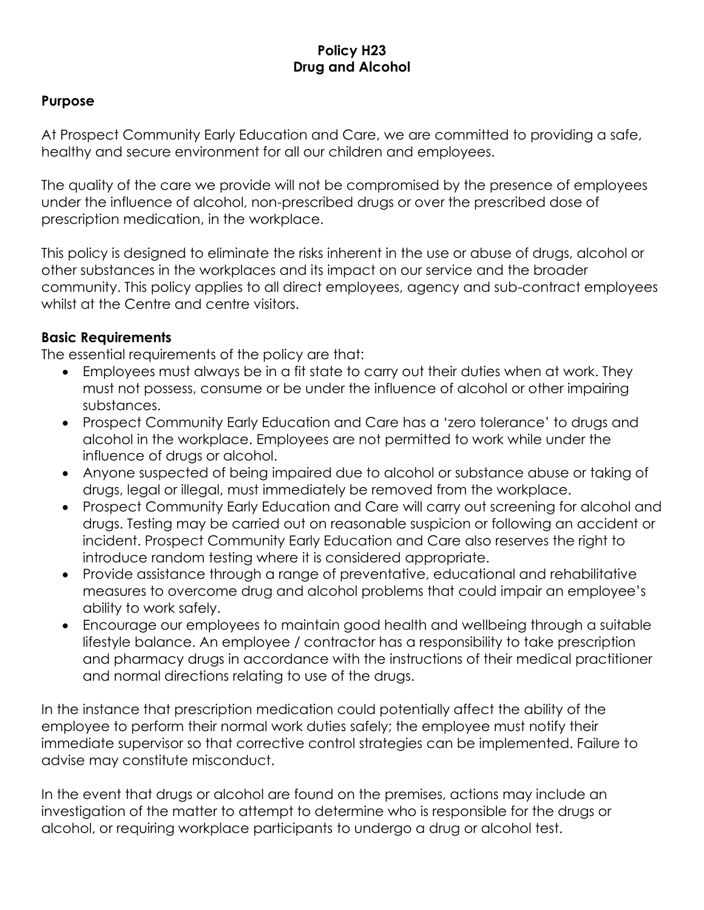# Policy H23
# Drug and Alcohol

## Purpose

At Prospect Community Early Education and Care, we are committed to providing a safe, healthy and secure environment for all our children and employees.

The quality of the care we provide will not be compromised by the presence of employees under the influence of alcohol, non-prescribed drugs or over the prescribed dose of prescription medication, in the workplace.

This policy is designed to eliminate the risks inherent in the use or abuse of drugs, alcohol or other substances in the workplaces and its impact on our service and the broader community. This policy applies to all direct employees, agency and sub-contract employees whilst at the Centre and centre visitors.

## Basic Requirements

The essential requirements of the policy are that:

- Employees must always be in a fit state to carry out their duties when at work. They must not possess, consume or be under the influence of alcohol or other impairing substances.
- Prospect Community Early Education and Care has a 'zero tolerance' to drugs and alcohol in the workplace. Employees are not permitted to work while under the influence of drugs or alcohol.
- Anyone suspected of being impaired due to alcohol or substance abuse or taking of drugs, legal or illegal, must immediately be removed from the workplace.
- Prospect Community Early Education and Care will carry out screening for alcohol and drugs. Testing may be carried out on reasonable suspicion or following an accident or incident. Prospect Community Early Education and Care also reserves the right to introduce random testing where it is considered appropriate.
- Provide assistance through a range of preventative, educational and rehabilitative measures to overcome drug and alcohol problems that could impair an employee's ability to work safely.
- Encourage our employees to maintain good health and wellbeing through a suitable lifestyle balance. An employee / contractor has a responsibility to take prescription and pharmacy drugs in accordance with the instructions of their medical practitioner and normal directions relating to use of the drugs.

In the instance that prescription medication could potentially affect the ability of the employee to perform their normal work duties safely; the employee must notify their immediate supervisor so that corrective control strategies can be implemented. Failure to advise may constitute misconduct.

In the event that drugs or alcohol are found on the premises, actions may include an investigation of the matter to attempt to determine who is responsible for the drugs or alcohol, or requiring workplace participants to undergo a drug or alcohol test.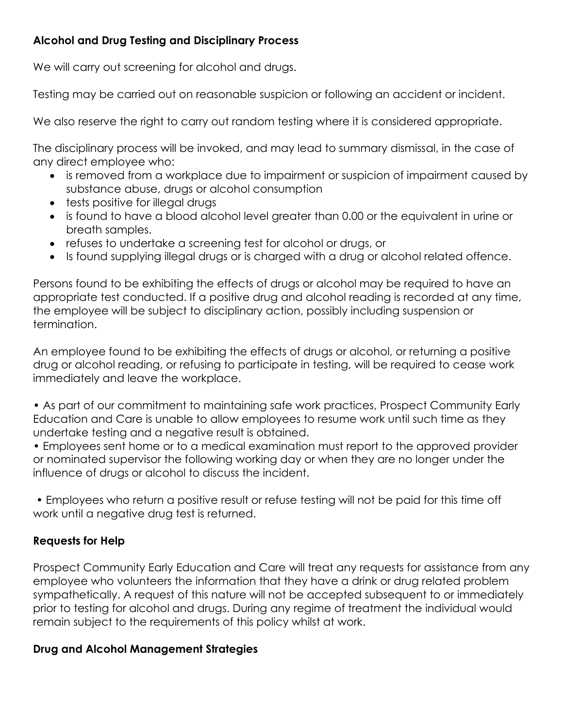**Alcohol and Drug Testing and Disciplinary Process**

We will carry out screening for alcohol and drugs.

Testing may be carried out on reasonable suspicion or following an accident or incident.

We also reserve the right to carry out random testing where it is considered appropriate.

The disciplinary process will be invoked, and may lead to summary dismissal, in the case of any direct employee who:

- is removed from a workplace due to impairment or suspicion of impairment caused by substance abuse, drugs or alcohol consumption
- tests positive for illegal drugs
- is found to have a blood alcohol level greater than 0.00 or the equivalent in urine or breath samples.
- refuses to undertake a screening test for alcohol or drugs, or
- Is found supplying illegal drugs or is charged with a drug or alcohol related offence.

Persons found to be exhibiting the effects of drugs or alcohol may be required to have an appropriate test conducted. If a positive drug and alcohol reading is recorded at any time, the employee will be subject to disciplinary action, possibly including suspension or termination.

An employee found to be exhibiting the effects of drugs or alcohol, or returning a positive drug or alcohol reading, or refusing to participate in testing, will be required to cease work immediately and leave the workplace.

• As part of our commitment to maintaining safe work practices, Prospect Community Early Education and Care is unable to allow employees to resume work until such time as they undertake testing and a negative result is obtained.
• Employees sent home or to a medical examination must report to the approved provider or nominated supervisor the following working day or when they are no longer under the influence of drugs or alcohol to discuss the incident.

• Employees who return a positive result or refuse testing will not be paid for this time off work until a negative drug test is returned.

**Requests for Help**

Prospect Community Early Education and Care will treat any requests for assistance from any employee who volunteers the information that they have a drink or drug related problem sympathetically. A request of this nature will not be accepted subsequent to or immediately prior to testing for alcohol and drugs. During any regime of treatment the individual would remain subject to the requirements of this policy whilst at work.

**Drug and Alcohol Management Strategies**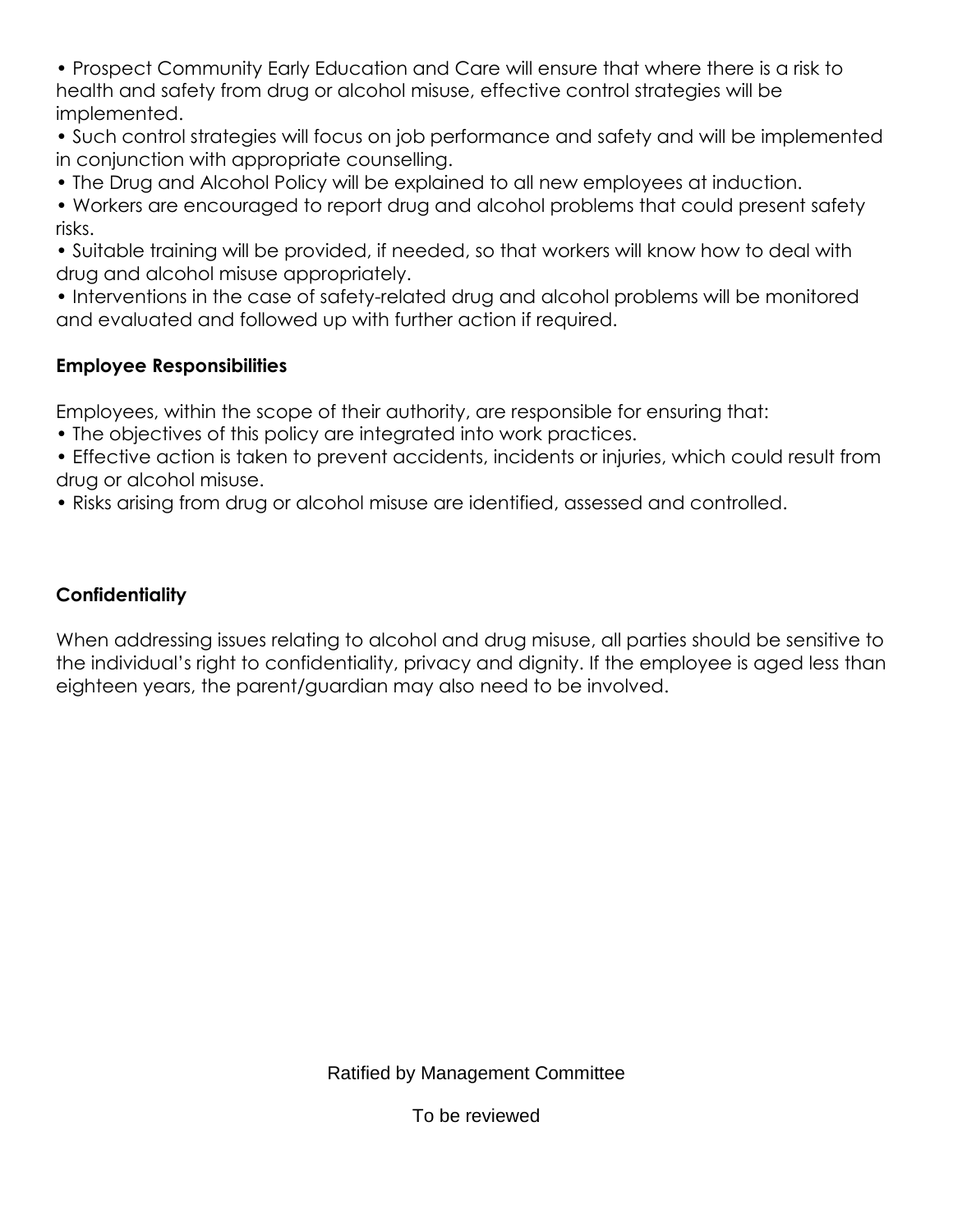- Prospect Community Early Education and Care will ensure that where there is a risk to health and safety from drug or alcohol misuse, effective control strategies will be implemented.
- Such control strategies will focus on job performance and safety and will be implemented in conjunction with appropriate counselling.
- The Drug and Alcohol Policy will be explained to all new employees at induction.
- Workers are encouraged to report drug and alcohol problems that could present safety risks.
- Suitable training will be provided, if needed, so that workers will know how to deal with drug and alcohol misuse appropriately.
- Interventions in the case of safety-related drug and alcohol problems will be monitored and evaluated and followed up with further action if required.

**Employee Responsibilities**

Employees, within the scope of their authority, are responsible for ensuring that:

- The objectives of this policy are integrated into work practices.
- Effective action is taken to prevent accidents, incidents or injuries, which could result from drug or alcohol misuse.
- Risks arising from drug or alcohol misuse are identified, assessed and controlled.

**Confidentiality**

When addressing issues relating to alcohol and drug misuse, all parties should be sensitive to the individual's right to confidentiality, privacy and dignity. If the employee is aged less than eighteen years, the parent/guardian may also need to be involved.

Ratified by Management Committee

To be reviewed